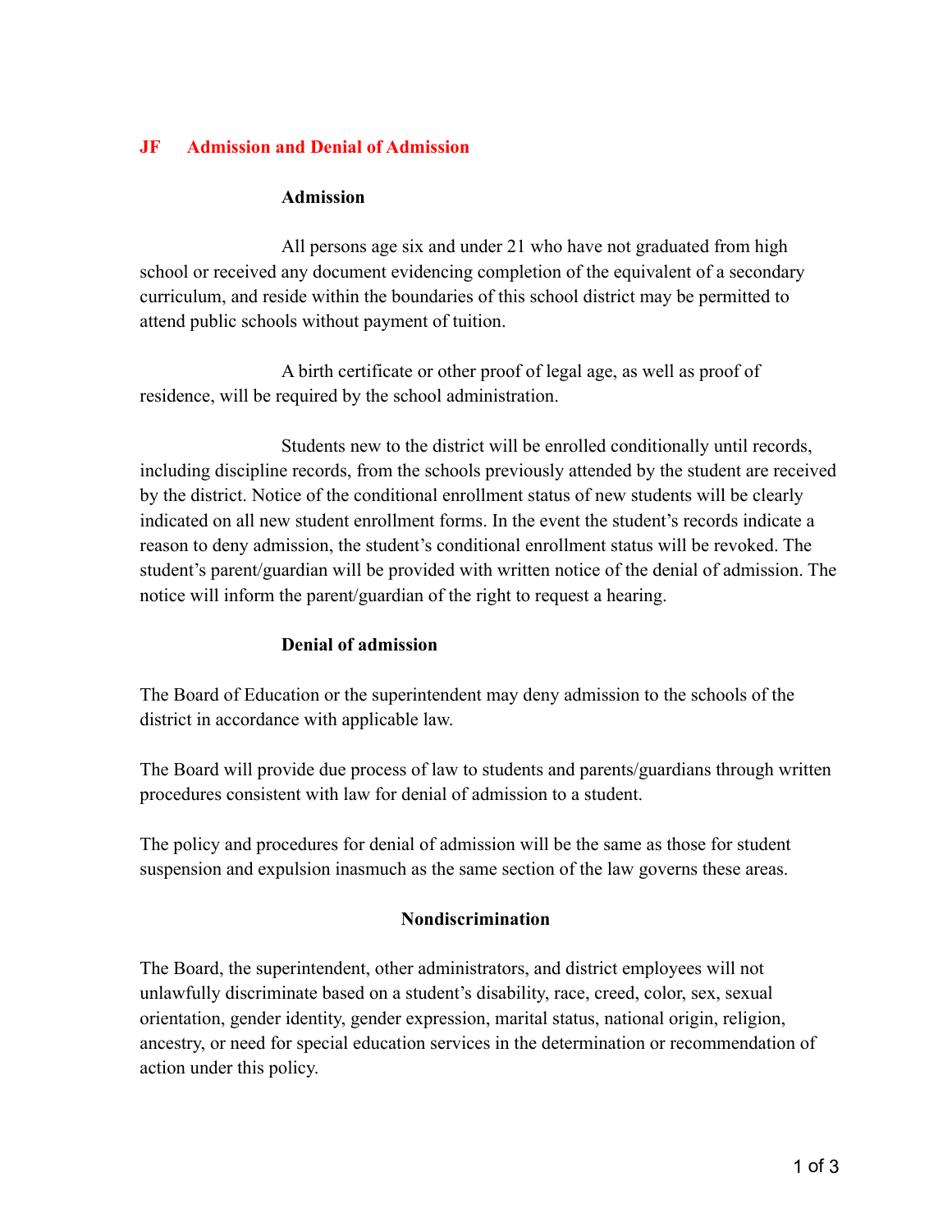# JF Admission and Denial of Admission

## Admission

All persons age six and under 21 who have not graduated from high school or received any document evidencing completion of the equivalent of a secondary curriculum, and reside within the boundaries of this school district may be permitted to attend public schools without payment of tuition.

A birth certificate or other proof of legal age, as well as proof of residence, will be required by the school administration.

Students new to the district will be enrolled conditionally until records, including discipline records, from the schools previously attended by the student are received by the district. Notice of the conditional enrollment status of new students will be clearly indicated on all new student enrollment forms. In the event the student's records indicate a reason to deny admission, the student's conditional enrollment status will be revoked. The student's parent/guardian will be provided with written notice of the denial of admission. The notice will inform the parent/guardian of the right to request a hearing.

## Denial of admission

The Board of Education or the superintendent may deny admission to the schools of the district in accordance with applicable law.

The Board will provide due process of law to students and parents/guardians through written procedures consistent with law for denial of admission to a student.

The policy and procedures for denial of admission will be the same as those for student suspension and expulsion inasmuch as the same section of the law governs these areas.

## Nondiscrimination

The Board, the superintendent, other administrators, and district employees will not unlawfully discriminate based on a student's disability, race, creed, color, sex, sexual orientation, gender identity, gender expression, marital status, national origin, religion, ancestry, or need for special education services in the determination or recommendation of action under this policy.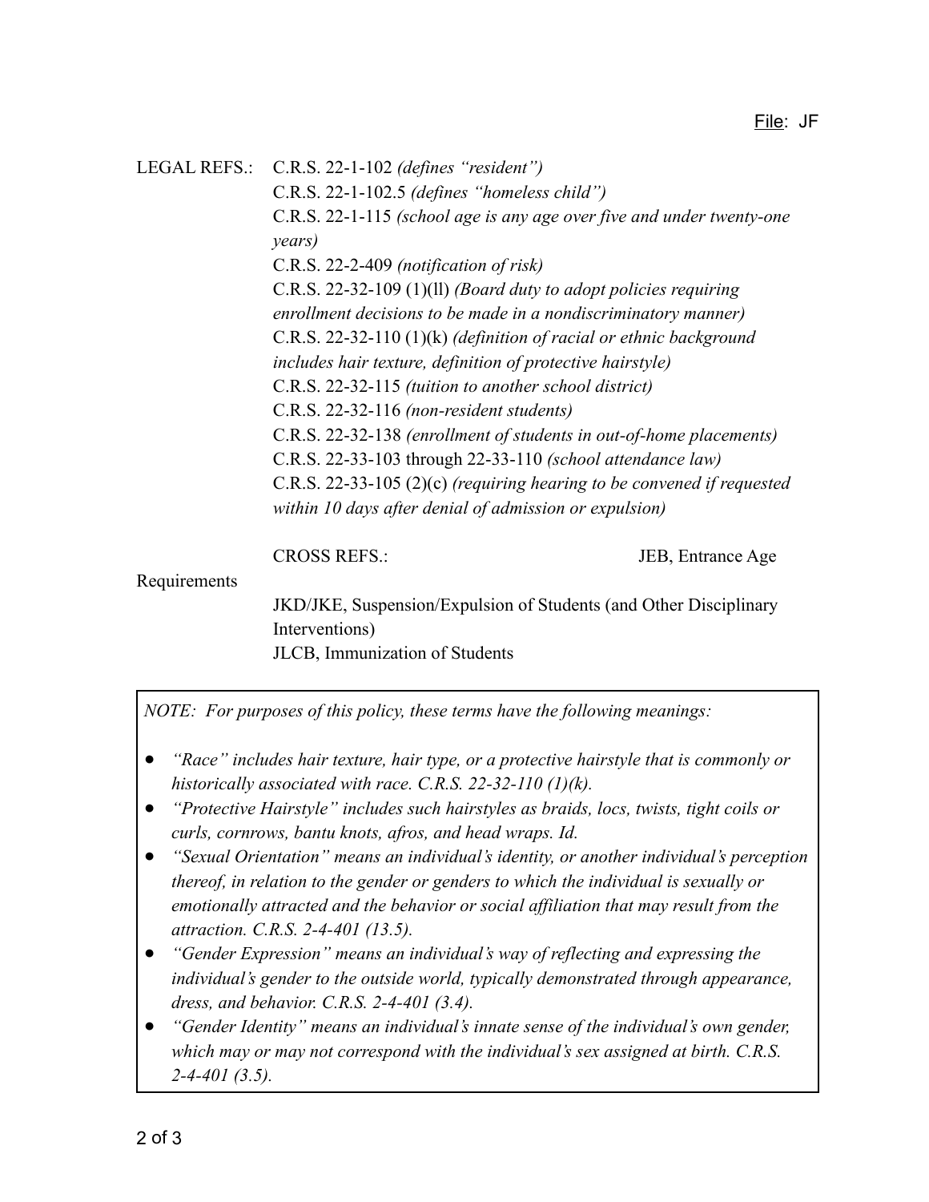File: JF

LEGAL REFS.: C.R.S. 22-1-102 *(defines "resident")*
C.R.S. 22-1-102.5 *(defines "homeless child")*
C.R.S. 22-1-115 *(school age is any age over five and under twenty-one years)*
C.R.S. 22-2-409 *(notification of risk)*
C.R.S. 22-32-109 (1)(ll) *(Board duty to adopt policies requiring enrollment decisions to be made in a nondiscriminatory manner)*
C.R.S. 22-32-110 (1)(k) *(definition of racial or ethnic background includes hair texture, definition of protective hairstyle)*
C.R.S. 22-32-115 *(tuition to another school district)*
C.R.S. 22-32-116 *(non-resident students)*
C.R.S. 22-32-138 *(enrollment of students in out-of-home placements)*
C.R.S. 22-33-103 through 22-33-110 *(school attendance law)*
C.R.S. 22-33-105 (2)(c) *(requiring hearing to be convened if requested within 10 days after denial of admission or expulsion)*

CROSS REFS.: JEB, Entrance Age Requirements
JKD/JKE, Suspension/Expulsion of Students (and Other Disciplinary Interventions)
JLCB, Immunization of Students

*NOTE: For purposes of this policy, these terms have the following meanings:*

- *"Race" includes hair texture, hair type, or a protective hairstyle that is commonly or historically associated with race. C.R.S. 22-32-110 (1)(k).*
- *"Protective Hairstyle" includes such hairstyles as braids, locs, twists, tight coils or curls, cornrows, bantu knots, afros, and head wraps. Id.*
- *"Sexual Orientation" means an individual's identity, or another individual's perception thereof, in relation to the gender or genders to which the individual is sexually or emotionally attracted and the behavior or social affiliation that may result from the attraction. C.R.S. 2-4-401 (13.5).*
- *"Gender Expression" means an individual's way of reflecting and expressing the individual's gender to the outside world, typically demonstrated through appearance, dress, and behavior. C.R.S. 2-4-401 (3.4).*
- *"Gender Identity" means an individual's innate sense of the individual's own gender, which may or may not correspond with the individual's sex assigned at birth. C.R.S. 2-4-401 (3.5).*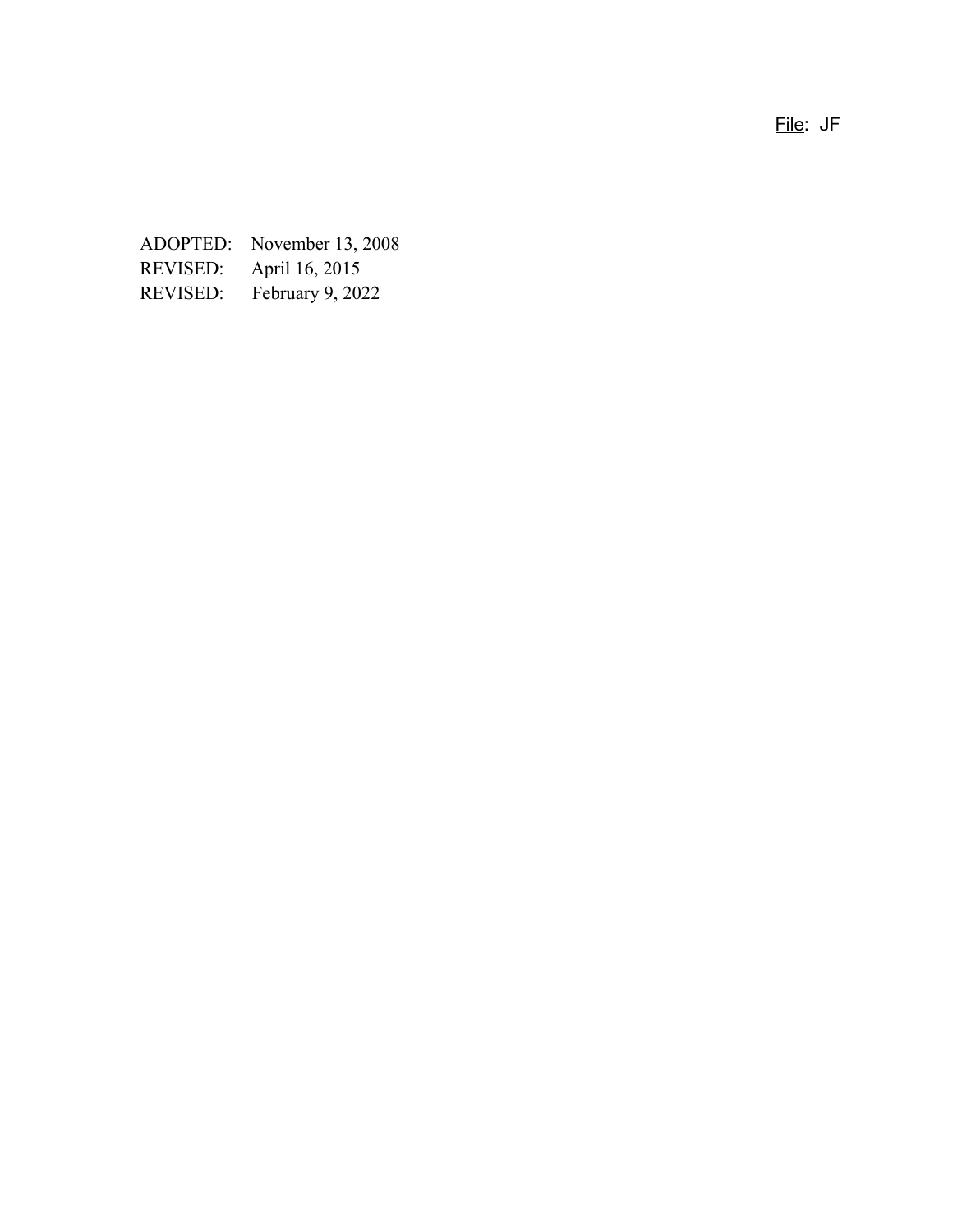File: JF

ADOPTED: November 13, 2008
REVISED: April 16, 2015
REVISED: February 9, 2022